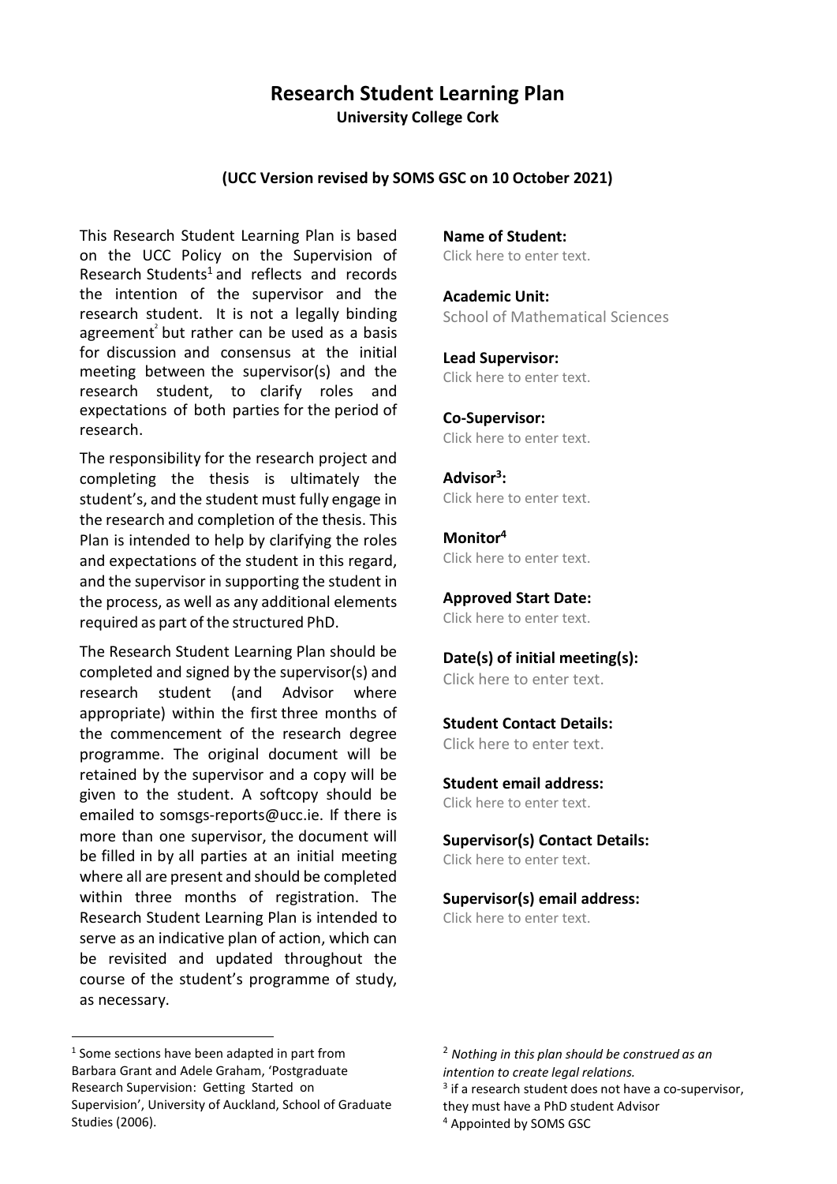# Research Student Learning Plan

**University College Cork**

**(UCC Version revised by SOMS GSC on 10 October 2021)**

This Research Student Learning Plan is based on the UCC Policy on the Supervision of Research Students[1] and reflects and records the intention of the supervisor and the research student. It is not a legally binding agreement[2] but rather can be used as a basis for discussion and consensus at the initial meeting between the supervisor(s) and the research student, to clarify roles and expectations of both parties for the period of research.

The responsibility for the research project and completing the thesis is ultimately the student's, and the student must fully engage in the research and completion of the thesis. This Plan is intended to help by clarifying the roles and expectations of the student in this regard, and the supervisor in supporting the student in the process, as well as any additional elements required as part of the structured PhD.

The Research Student Learning Plan should be completed and signed by the supervisor(s) and research student (and Advisor where appropriate) within the first three months of the commencement of the research degree programme. The original document will be retained by the supervisor and a copy will be given to the student. A softcopy should be emailed to somsgs-reports@ucc.ie. If there is more than one supervisor, the document will be filled in by all parties at an initial meeting where all are present and should be completed within three months of registration. The Research Student Learning Plan is intended to serve as an indicative plan of action, which can be revisited and updated throughout the course of the student's programme of study, as necessary.

**Name of Student:**
Click here to enter text.

**Academic Unit:**
School of Mathematical Sciences

**Lead Supervisor:**
Click here to enter text.

**Co-Supervisor:**
Click here to enter text.

**Advisor[3]:**
Click here to enter text.

**Monitor[4]**
Click here to enter text.

**Approved Start Date:**
Click here to enter text.

**Date(s) of initial meeting(s):**
Click here to enter text.

**Student Contact Details:**
Click here to enter text.

**Student email address:**
Click here to enter text.

**Supervisor(s) Contact Details:**
Click here to enter text.

**Supervisor(s) email address:**
Click here to enter text.

---

[1] Some sections have been adapted in part from Barbara Grant and Adele Graham, 'Postgraduate Research Supervision: Getting Started on Supervision', University of Auckland, School of Graduate Studies (2006).

[2] *Nothing in this plan should be construed as an intention to create legal relations.*

[3] if a research student does not have a co-supervisor, they must have a PhD student Advisor

[4] Appointed by SOMS GSC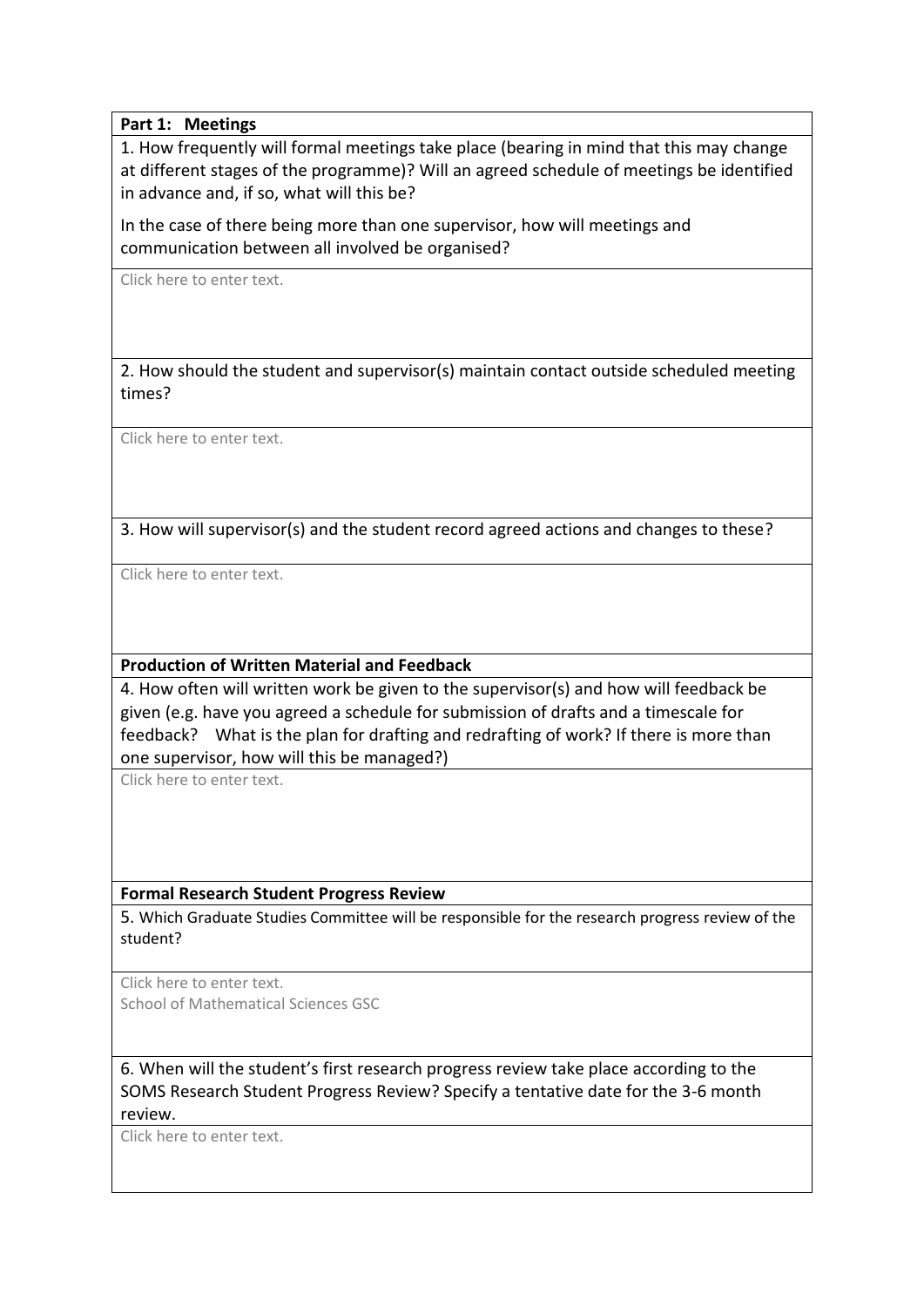**Part 1: Meetings**

1. How frequently will formal meetings take place (bearing in mind that this may change at different stages of the programme)? Will an agreed schedule of meetings be identified in advance and, if so, what will this be?

In the case of there being more than one supervisor, how will meetings and communication between all involved be organised?

Click here to enter text.

2. How should the student and supervisor(s) maintain contact outside scheduled meeting times?

Click here to enter text.

3. How will supervisor(s) and the student record agreed actions and changes to these?

Click here to enter text.

**Production of Written Material and Feedback**

4. How often will written work be given to the supervisor(s) and how will feedback be given (e.g. have you agreed a schedule for submission of drafts and a timescale for feedback? What is the plan for drafting and redrafting of work? If there is more than one supervisor, how will this be managed?)

Click here to enter text.

**Formal Research Student Progress Review**

5. Which Graduate Studies Committee will be responsible for the research progress review of the student?

Click here to enter text.
School of Mathematical Sciences GSC

6. When will the student's first research progress review take place according to the SOMS Research Student Progress Review? Specify a tentative date for the 3-6 month review.

Click here to enter text.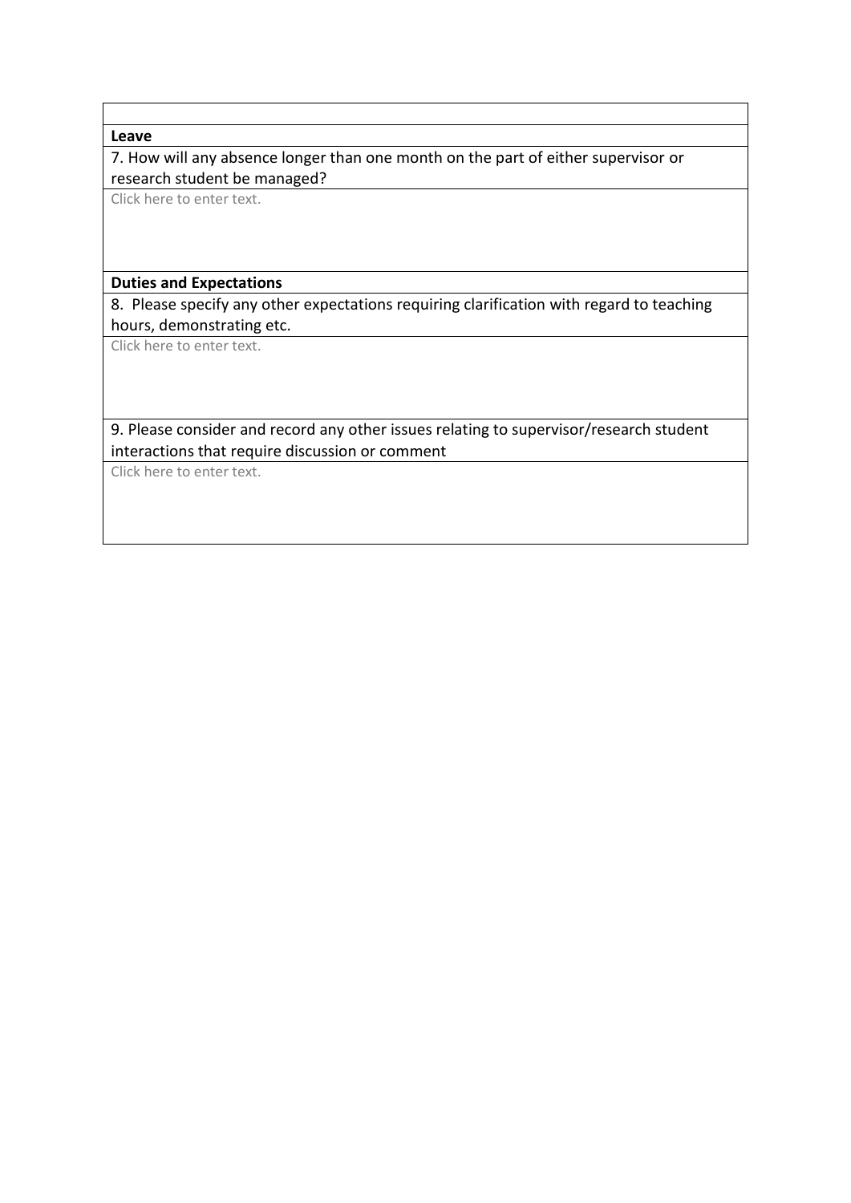**Leave**

7. How will any absence longer than one month on the part of either supervisor or research student be managed?

Click here to enter text.

**Duties and Expectations**

8. Please specify any other expectations requiring clarification with regard to teaching hours, demonstrating etc.

Click here to enter text.

9. Please consider and record any other issues relating to supervisor/research student interactions that require discussion or comment

Click here to enter text.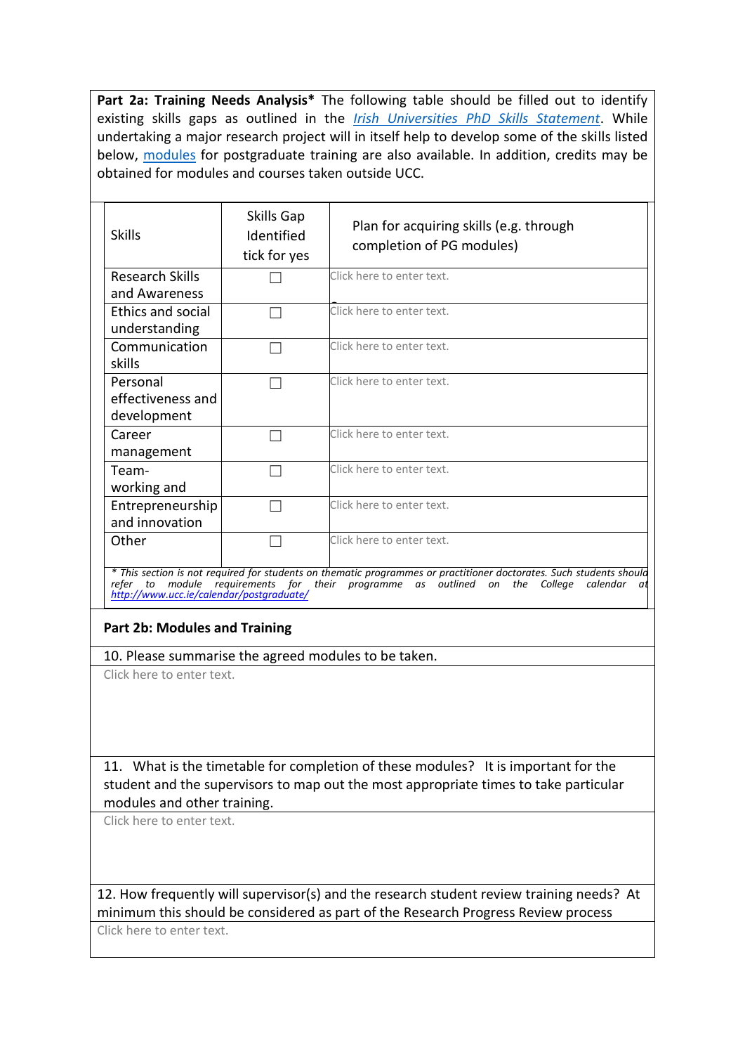**Part 2a: Training Needs Analysis*** The following table should be filled out to identify existing skills gaps as outlined in the *Irish Universities PhD Skills Statement*. While undertaking a major research project will in itself help to develop some of the skills listed below, modules for postgraduate training are also available. In addition, credits may be obtained for modules and courses taken outside UCC.

| Skills | Skills Gap Identified tick for yes | Plan for acquiring skills (e.g. through completion of PG modules) |
|---|---|---|
| Research Skills and Awareness | ☐ | Click here to enter text. |
| Ethics and social understanding | ☐ | Click here to enter text. |
| Communication skills | ☐ | Click here to enter text. |
| Personal effectiveness and development | ☐ | Click here to enter text. |
| Career management | ☐ | Click here to enter text. |
| Team-working and | ☐ | Click here to enter text. |
| Entrepreneurship and innovation | ☐ | Click here to enter text. |
| Other | ☐ | Click here to enter text. |

*\* This section is not required for students on thematic programmes or practitioner doctorates. Such students should refer to module requirements for their programme as outlined on the College calendar at* http://www.ucc.ie/calendar/postgraduate/

**Part 2b: Modules and Training**

10. Please summarise the agreed modules to be taken.

Click here to enter text.

11. What is the timetable for completion of these modules? It is important for the student and the supervisors to map out the most appropriate times to take particular modules and other training.

Click here to enter text.

12. How frequently will supervisor(s) and the research student review training needs? At minimum this should be considered as part of the Research Progress Review process

Click here to enter text.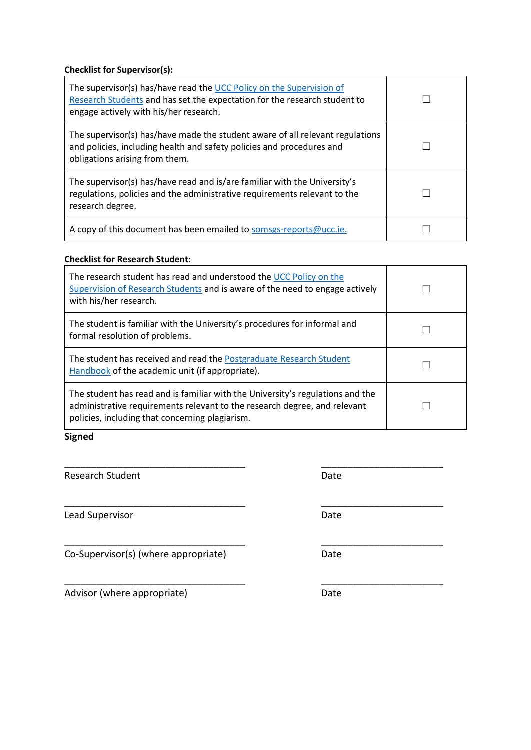**Checklist for Supervisor(s):**

| | |
|---|---|
| The supervisor(s) has/have read the UCC Policy on the Supervision of Research Students and has set the expectation for the research student to engage actively with his/her research. | ☐ |
| The supervisor(s) has/have made the student aware of all relevant regulations and policies, including health and safety policies and procedures and obligations arising from them. | ☐ |
| The supervisor(s) has/have read and is/are familiar with the University's regulations, policies and the administrative requirements relevant to the research degree. | ☐ |
| A copy of this document has been emailed to somsgs-reports@ucc.ie. | ☐ |

**Checklist for Research Student:**

| | |
|---|---|
| The research student has read and understood the UCC Policy on the Supervision of Research Students and is aware of the need to engage actively with his/her research. | ☐ |
| The student is familiar with the University's procedures for informal and formal resolution of problems. | ☐ |
| The student has received and read the Postgraduate Research Student Handbook of the academic unit (if appropriate). | ☐ |
| The student has read and is familiar with the University's regulations and the administrative requirements relevant to the research degree, and relevant policies, including that concerning plagiarism. | ☐ |

**Signed**

___________________________________ ________________________

Research Student Date

___________________________________ ________________________

Lead Supervisor Date

___________________________________ ________________________

Co-Supervisor(s) (where appropriate) Date

___________________________________ ________________________

Advisor (where appropriate) Date